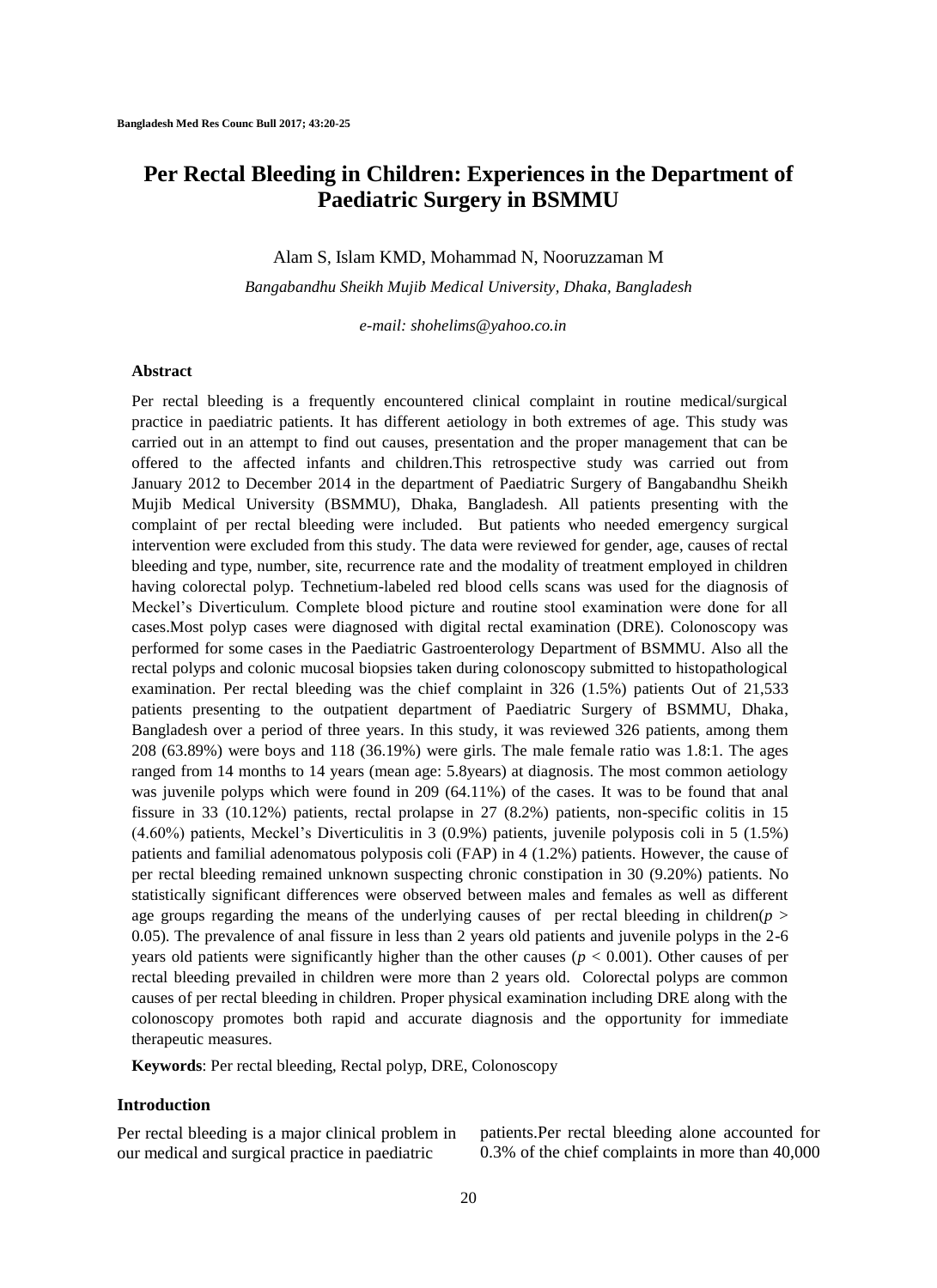# Per Rectal Bleeding in Children: Experiences in the Department of Paediatric Surgery in BSMMU

Alam S, Islam KMD, Mohammad N, Nooruzzaman M

*Bangabandhu Sheikh Mujib Medical University, Dhaka, Bangladesh*

*e-mail: shohelims@yahoo.co.in*

### Abstract

Per rectal bleeding is a frequently encountered clinical complaint in routine medical/surgical practice in paediatric patients. It has different aetiology in both extremes of age. This study was carried out in an attempt to find out causes, presentation and the proper management that can be offered to the affected infants and children.This retrospective study was carried out from January 2012 to December 2014 in the department of Paediatric Surgery of Bangabandhu Sheikh Mujib Medical University (BSMMU), Dhaka, Bangladesh. All patients presenting with the complaint of per rectal bleeding were included. But patients who needed emergency surgical intervention were excluded from this study. The data were reviewed for gender, age, causes of rectal bleeding and type, number, site, recurrence rate and the modality of treatment employed in children having colorectal polyp. Technetium-labeled red blood cells scans was used for the diagnosis of Meckel's Diverticulum. Complete blood picture and routine stool examination were done for all cases.Most polyp cases were diagnosed with digital rectal examination (DRE). Colonoscopy was performed for some cases in the Paediatric Gastroenterology Department of BSMMU. Also all the rectal polyps and colonic mucosal biopsies taken during colonoscopy submitted to histopathological examination. Per rectal bleeding was the chief complaint in 326 (1.5%) patients Out of 21,533 patients presenting to the outpatient department of Paediatric Surgery of BSMMU, Dhaka, Bangladesh over a period of three years. In this study, it was reviewed 326 patients, among them 208 (63.89%) were boys and 118 (36.19%) were girls. The male female ratio was 1.8:1. The ages ranged from 14 months to 14 years (mean age: 5.8years) at diagnosis. The most common aetiology was juvenile polyps which were found in 209 (64.11%) of the cases. It was to be found that anal fissure in 33 (10.12%) patients, rectal prolapse in 27 (8.2%) patients, non-specific colitis in 15 (4.60%) patients, Meckel's Diverticulitis in 3 (0.9%) patients, juvenile polyposis coli in 5 (1.5%) patients and familial adenomatous polyposis coli (FAP) in 4 (1.2%) patients. However, the cause of per rectal bleeding remained unknown suspecting chronic constipation in 30 (9.20%) patients. No statistically significant differences were observed between males and females as well as different age groups regarding the means of the underlying causes of per rectal bleeding in children($p > 0.05$). The prevalence of anal fissure in less than 2 years old patients and juvenile polyps in the 2-6 years old patients were significantly higher than the other causes ($p < 0.001$). Other causes of per rectal bleeding prevailed in children were more than 2 years old. Colorectal polyps are common causes of per rectal bleeding in children. Proper physical examination including DRE along with the colonoscopy promotes both rapid and accurate diagnosis and the opportunity for immediate therapeutic measures.

**Keywords**: Per rectal bleeding, Rectal polyp, DRE, Colonoscopy

### Introduction

Per rectal bleeding is a major clinical problem in our medical and surgical practice in paediatric patients.Per rectal bleeding alone accounted for 0.3% of the chief complaints in more than 40,000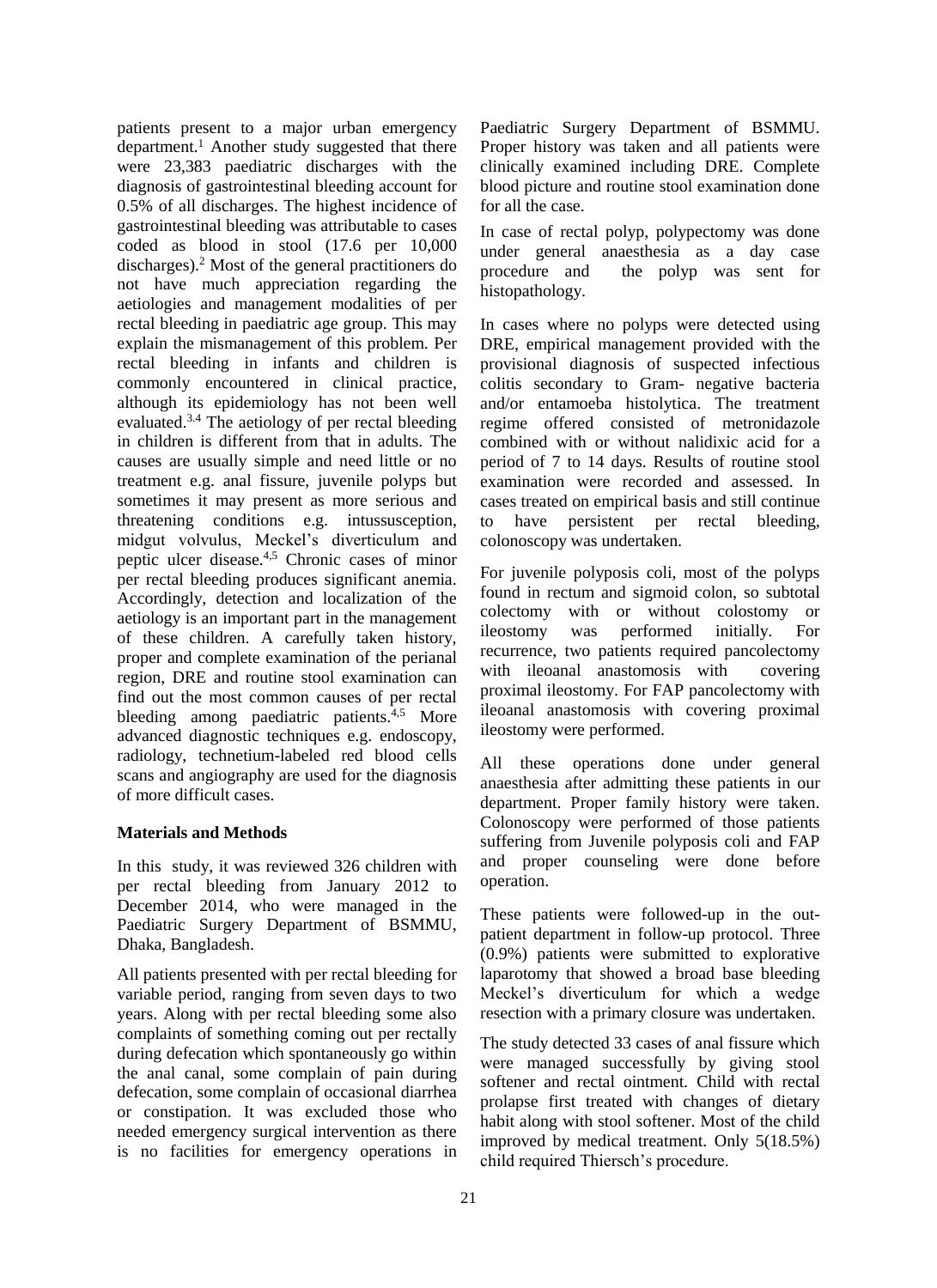patients present to a major urban emergency department.[1] Another study suggested that there were 23,383 paediatric discharges with the diagnosis of gastrointestinal bleeding account for 0.5% of all discharges. The highest incidence of gastrointestinal bleeding was attributable to cases coded as blood in stool (17.6 per 10,000 discharges).[2] Most of the general practitioners do not have much appreciation regarding the aetiologies and management modalities of per rectal bleeding in paediatric age group. This may explain the mismanagement of this problem. Per rectal bleeding in infants and children is commonly encountered in clinical practice, although its epidemiology has not been well evaluated.[3,4] The aetiology of per rectal bleeding in children is different from that in adults. The causes are usually simple and need little or no treatment e.g. anal fissure, juvenile polyps but sometimes it may present as more serious and threatening conditions e.g. intussusception, midgut volvulus, Meckel's diverticulum and peptic ulcer disease.[4,5] Chronic cases of minor per rectal bleeding produces significant anemia. Accordingly, detection and localization of the aetiology is an important part in the management of these children. A carefully taken history, proper and complete examination of the perianal region, DRE and routine stool examination can find out the most common causes of per rectal bleeding among paediatric patients.[4,5] More advanced diagnostic techniques e.g. endoscopy, radiology, technetium-labeled red blood cells scans and angiography are used for the diagnosis of more difficult cases.

## Materials and Methods

In this study, it was reviewed 326 children with per rectal bleeding from January 2012 to December 2014, who were managed in the Paediatric Surgery Department of BSMMU, Dhaka, Bangladesh.

All patients presented with per rectal bleeding for variable period, ranging from seven days to two years. Along with per rectal bleeding some also complaints of something coming out per rectally during defecation which spontaneously go within the anal canal, some complain of pain during defecation, some complain of occasional diarrhea or constipation. It was excluded those who needed emergency surgical intervention as there is no facilities for emergency operations in Paediatric Surgery Department of BSMMU. Proper history was taken and all patients were clinically examined including DRE. Complete blood picture and routine stool examination done for all the case.

In case of rectal polyp, polypectomy was done under general anaesthesia as a day case procedure and the polyp was sent for histopathology.

In cases where no polyps were detected using DRE, empirical management provided with the provisional diagnosis of suspected infectious colitis secondary to Gram- negative bacteria and/or entamoeba histolytica. The treatment regime offered consisted of metronidazole combined with or without nalidixic acid for a period of 7 to 14 days. Results of routine stool examination were recorded and assessed. In cases treated on empirical basis and still continue to have persistent per rectal bleeding, colonoscopy was undertaken.

For juvenile polyposis coli, most of the polyps found in rectum and sigmoid colon, so subtotal colectomy with or without colostomy or ileostomy was performed initially. For recurrence, two patients required pancolectomy with ileoanal anastomosis with covering proximal ileostomy. For FAP pancolectomy with ileoanal anastomosis with covering proximal ileostomy were performed.

All these operations done under general anaesthesia after admitting these patients in our department. Proper family history were taken. Colonoscopy were performed of those patients suffering from Juvenile polyposis coli and FAP and proper counseling were done before operation.

These patients were followed-up in the out-patient department in follow-up protocol. Three (0.9%) patients were submitted to explorative laparotomy that showed a broad base bleeding Meckel's diverticulum for which a wedge resection with a primary closure was undertaken.

The study detected 33 cases of anal fissure which were managed successfully by giving stool softener and rectal ointment. Child with rectal prolapse first treated with changes of dietary habit along with stool softener. Most of the child improved by medical treatment. Only 5(18.5%) child required Thiersch's procedure.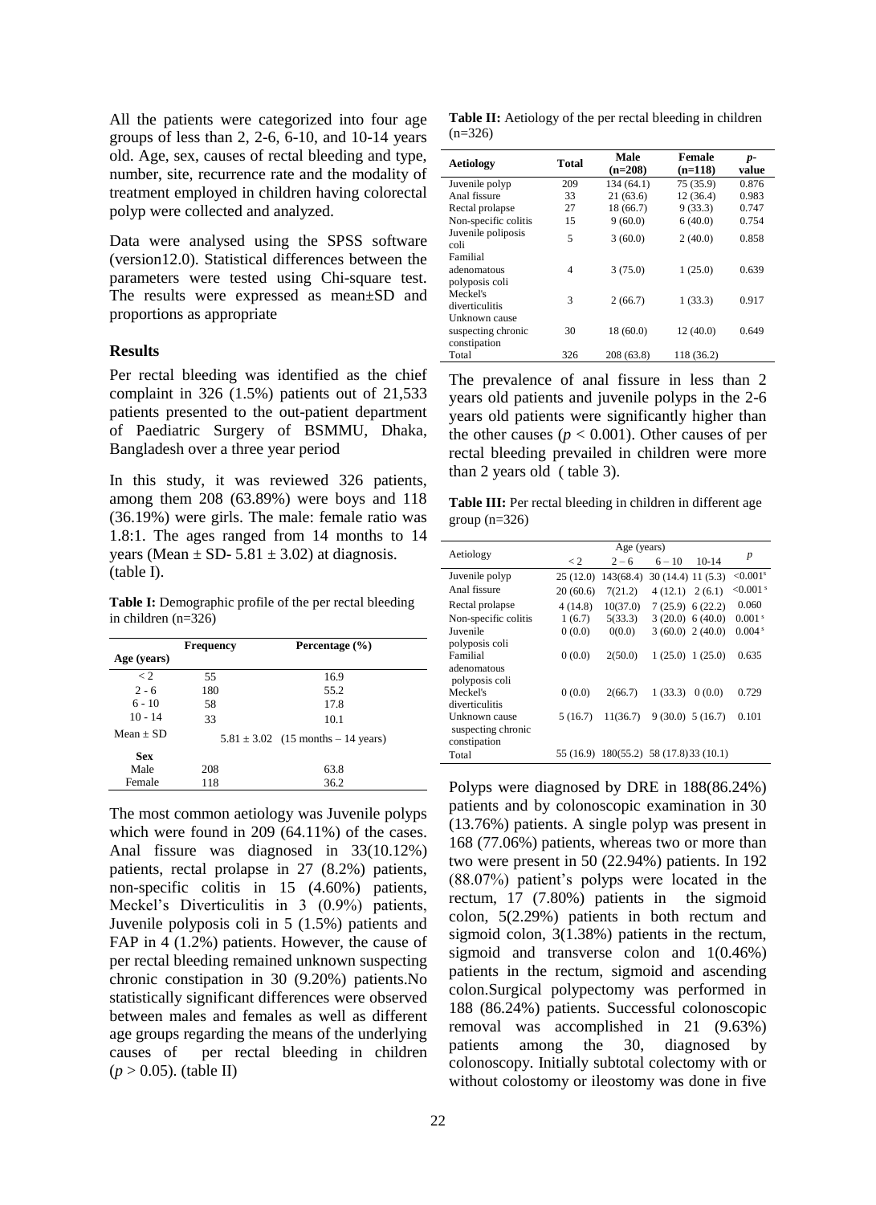All the patients were categorized into four age groups of less than 2, 2-6, 6-10, and 10-14 years old. Age, sex, causes of rectal bleeding and type, number, site, recurrence rate and the modality of treatment employed in children having colorectal polyp were collected and analyzed.

Data were analysed using the SPSS software (version12.0). Statistical differences between the parameters were tested using Chi-square test. The results were expressed as mean±SD and proportions as appropriate

### Results

Per rectal bleeding was identified as the chief complaint in 326 (1.5%) patients out of 21,533 patients presented to the out-patient department of Paediatric Surgery of BSMMU, Dhaka, Bangladesh over a three year period

In this study, it was reviewed 326 patients, among them 208 (63.89%) were boys and 118 (36.19%) were girls. The male: female ratio was 1.8:1. The ages ranged from 14 months to 14 years (Mean ± SD- 5.81 ± 3.02) at diagnosis. (table I).

**Table I:** Demographic profile of the per rectal bleeding in children (n=326)

| Age (years) | Frequency | Percentage (%) |
|---|---|---|
| < 2 | 55 | 16.9 |
| 2 - 6 | 180 | 55.2 |
| 6 - 10 | 58 | 17.8 |
| 10 - 14 | 33 | 10.1 |
| Mean ± SD | 5.81 ± 3.02 (15 months – 14 years) | |
| **Sex** | | |
| Male | 208 | 63.8 |
| Female | 118 | 36.2 |

The most common aetiology was Juvenile polyps which were found in 209 (64.11%) of the cases. Anal fissure was diagnosed in 33(10.12%) patients, rectal prolapse in 27 (8.2%) patients, non-specific colitis in 15 (4.60%) patients, Meckel's Diverticulitis in 3 (0.9%) patients, Juvenile polyposis coli in 5 (1.5%) patients and FAP in 4 (1.2%) patients. However, the cause of per rectal bleeding remained unknown suspecting chronic constipation in 30 (9.20%) patients.No statistically significant differences were observed between males and females as well as different age groups regarding the means of the underlying causes of per rectal bleeding in children ($p > 0.05$). (table II)

**Table II:** Aetiology of the per rectal bleeding in children (n=326)

| Aetiology | Total | Male (n=208) | Female (n=118) | *p*-value |
|---|---|---|---|---|
| Juvenile polyp | 209 | 134 (64.1) | 75 (35.9) | 0.876 |
| Anal fissure | 33 | 21 (63.6) | 12 (36.4) | 0.983 |
| Rectal prolapse | 27 | 18 (66.7) | 9 (33.3) | 0.747 |
| Non-specific colitis | 15 | 9 (60.0) | 6 (40.0) | 0.754 |
| Juvenile poliposis coli | 5 | 3 (60.0) | 2 (40.0) | 0.858 |
| Familial adenomatous polyposis coli | 4 | 3 (75.0) | 1 (25.0) | 0.639 |
| Meckel's diverticulitis | 3 | 2 (66.7) | 1 (33.3) | 0.917 |
| Unknown cause suspecting chronic constipation | 30 | 18 (60.0) | 12 (40.0) | 0.649 |
| Total | 326 | 208 (63.8) | 118 (36.2) | |

The prevalence of anal fissure in less than 2 years old patients and juvenile polyps in the 2-6 years old patients were significantly higher than the other causes ($p < 0.001$). Other causes of per rectal bleeding prevailed in children were more than 2 years old ( table 3).

**Table III:** Per rectal bleeding in children in different age group (n=326)

| Aetiology | Age (years) | | | | *p* |
|---|---|---|---|---|---|
| | < 2 | 2 – 6 | 6 – 10 | 10-14 | |
| Juvenile polyp | 25 (12.0) | 143(68.4) | 30 (14.4) | 11 (5.3) | <0.001[s] |
| Anal fissure | 20 (60.6) | 7(21.2) | 4 (12.1) | 2 (6.1) | <0.001[s] |
| Rectal prolapse | 4 (14.8) | 10(37.0) | 7 (25.9) | 6 (22.2) | 0.060 |
| Non-specific colitis | 1 (6.7) | 5(33.3) | 3 (20.0) | 6 (40.0) | 0.001[s] |
| Juvenile polyposis coli | 0 (0.0) | 0(0.0) | 3 (60.0) | 2 (40.0) | 0.004[s] |
| Familial adenomatous polyposis coli | 0 (0.0) | 2(50.0) | 1 (25.0) | 1 (25.0) | 0.635 |
| Meckel's diverticulitis | 0 (0.0) | 2(66.7) | 1 (33.3) | 0 (0.0) | 0.729 |
| Unknown cause suspecting chronic constipation | 5 (16.7) | 11(36.7) | 9 (30.0) | 5 (16.7) | 0.101 |
| Total | 55 (16.9) | 180(55.2) | 58 (17.8) | 33 (10.1) | |

Polyps were diagnosed by DRE in 188(86.24%) patients and by colonoscopic examination in 30 (13.76%) patients. A single polyp was present in 168 (77.06%) patients, whereas two or more than two were present in 50 (22.94%) patients. In 192 (88.07%) patient's polyps were located in the rectum, 17 (7.80%) patients in the sigmoid colon, 5(2.29%) patients in both rectum and sigmoid colon, 3(1.38%) patients in the rectum, sigmoid and transverse colon and 1(0.46%) patients in the rectum, sigmoid and ascending colon.Surgical polypectomy was performed in 188 (86.24%) patients. Successful colonoscopic removal was accomplished in 21 (9.63%) patients among the 30, diagnosed by colonoscopy. Initially subtotal colectomy with or without colostomy or ileostomy was done in five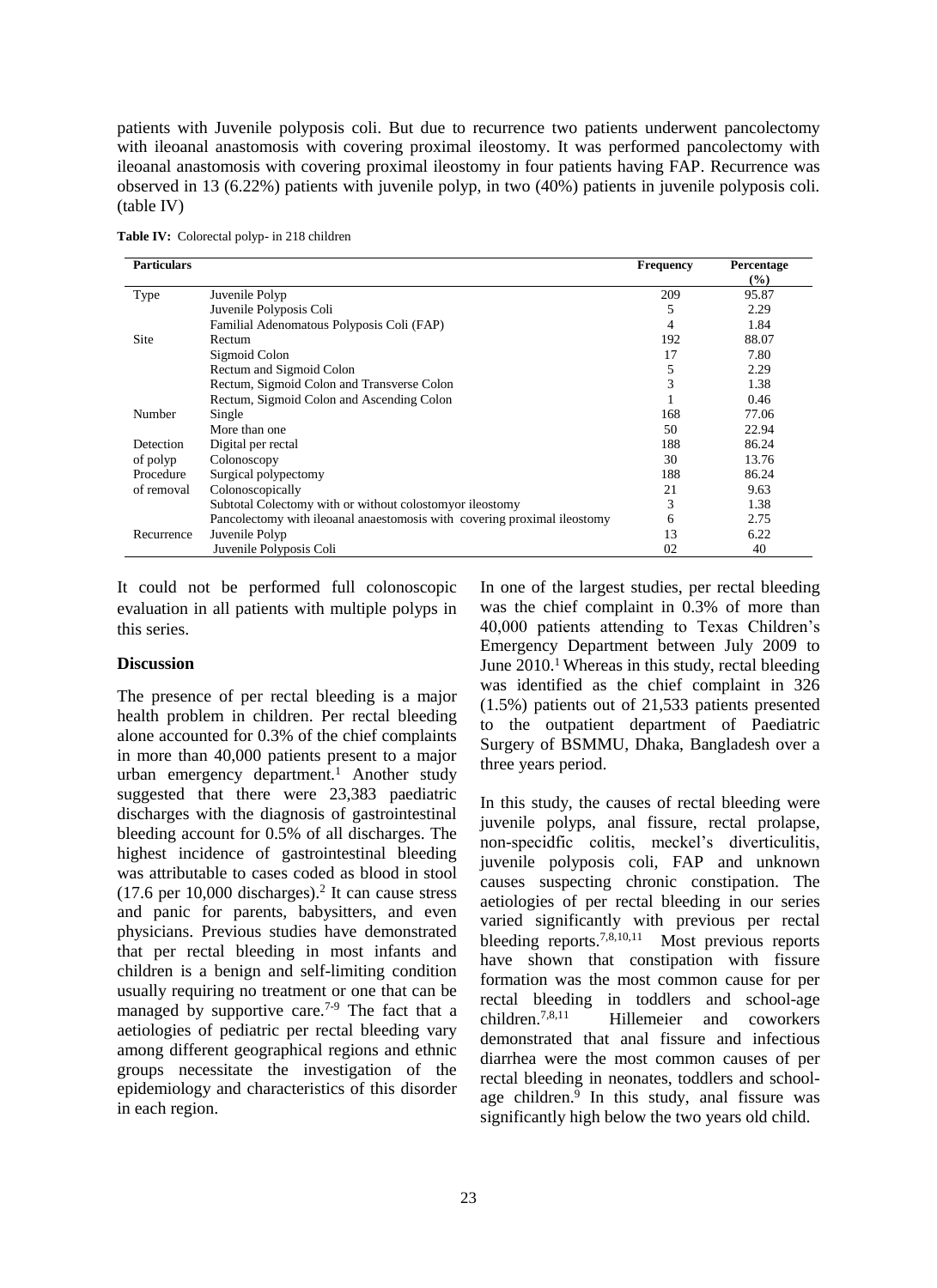patients with Juvenile polyposis coli. But due to recurrence two patients underwent pancolectomy with ileoanal anastomosis with covering proximal ileostomy. It was performed pancolectomy with ileoanal anastomosis with covering proximal ileostomy in four patients having FAP. Recurrence was observed in 13 (6.22%) patients with juvenile polyp, in two (40%) patients in juvenile polyposis coli. (table IV)

**Table IV:** Colorectal polyp- in 218 children

| Particulars | | Frequency | Percentage (%) |
|---|---|---|---|
| Type | Juvenile Polyp | 209 | 95.87 |
| | Juvenile Polyposis Coli | 5 | 2.29 |
| | Familial Adenomatous Polyposis Coli (FAP) | 4 | 1.84 |
| Site | Rectum | 192 | 88.07 |
| | Sigmoid Colon | 17 | 7.80 |
| | Rectum and Sigmoid Colon | 5 | 2.29 |
| | Rectum, Sigmoid Colon and Transverse Colon | 3 | 1.38 |
| | Rectum, Sigmoid Colon and Ascending Colon | 1 | 0.46 |
| Number | Single | 168 | 77.06 |
| | More than one | 50 | 22.94 |
| Detection of polyp | Digital per rectal | 188 | 86.24 |
| | Colonoscopy | 30 | 13.76 |
| Procedure of removal | Surgical polypectomy | 188 | 86.24 |
| | Colonoscopically | 21 | 9.63 |
| | Subtotal Colectomy with or without colostomyor ileostomy | 3 | 1.38 |
| | Pancolectomy with ileoanal anaestomosis with covering proximal ileostomy | 6 | 2.75 |
| Recurrence | Juvenile Polyp | 13 | 6.22 |
| | Juvenile Polyposis Coli | 02 | 40 |

It could not be performed full colonoscopic evaluation in all patients with multiple polyps in this series.

## Discussion

The presence of per rectal bleeding is a major health problem in children. Per rectal bleeding alone accounted for 0.3% of the chief complaints in more than 40,000 patients present to a major urban emergency department.[1] Another study suggested that there were 23,383 paediatric discharges with the diagnosis of gastrointestinal bleeding account for 0.5% of all discharges. The highest incidence of gastrointestinal bleeding was attributable to cases coded as blood in stool (17.6 per 10,000 discharges).[2] It can cause stress and panic for parents, babysitters, and even physicians. Previous studies have demonstrated that per rectal bleeding in most infants and children is a benign and self-limiting condition usually requiring no treatment or one that can be managed by supportive care.[7-9] The fact that a aetiologies of pediatric per rectal bleeding vary among different geographical regions and ethnic groups necessitate the investigation of the epidemiology and characteristics of this disorder in each region.

In one of the largest studies, per rectal bleeding was the chief complaint in 0.3% of more than 40,000 patients attending to Texas Children's Emergency Department between July 2009 to June 2010.[1] Whereas in this study, rectal bleeding was identified as the chief complaint in 326 (1.5%) patients out of 21,533 patients presented to the outpatient department of Paediatric Surgery of BSMMU, Dhaka, Bangladesh over a three years period.

In this study, the causes of rectal bleeding were juvenile polyps, anal fissure, rectal prolapse, non-specidfic colitis, meckel's diverticulitis, juvenile polyposis coli, FAP and unknown causes suspecting chronic constipation. The aetiologies of per rectal bleeding in our series varied significantly with previous per rectal bleeding reports.[7,8,10,11] Most previous reports have shown that constipation with fissure formation was the most common cause for per rectal bleeding in toddlers and school-age children.[7,8,11] Hillemeier and coworkers demonstrated that anal fissure and infectious diarrhea were the most common causes of per rectal bleeding in neonates, toddlers and school-age children.[9] In this study, anal fissure was significantly high below the two years old child.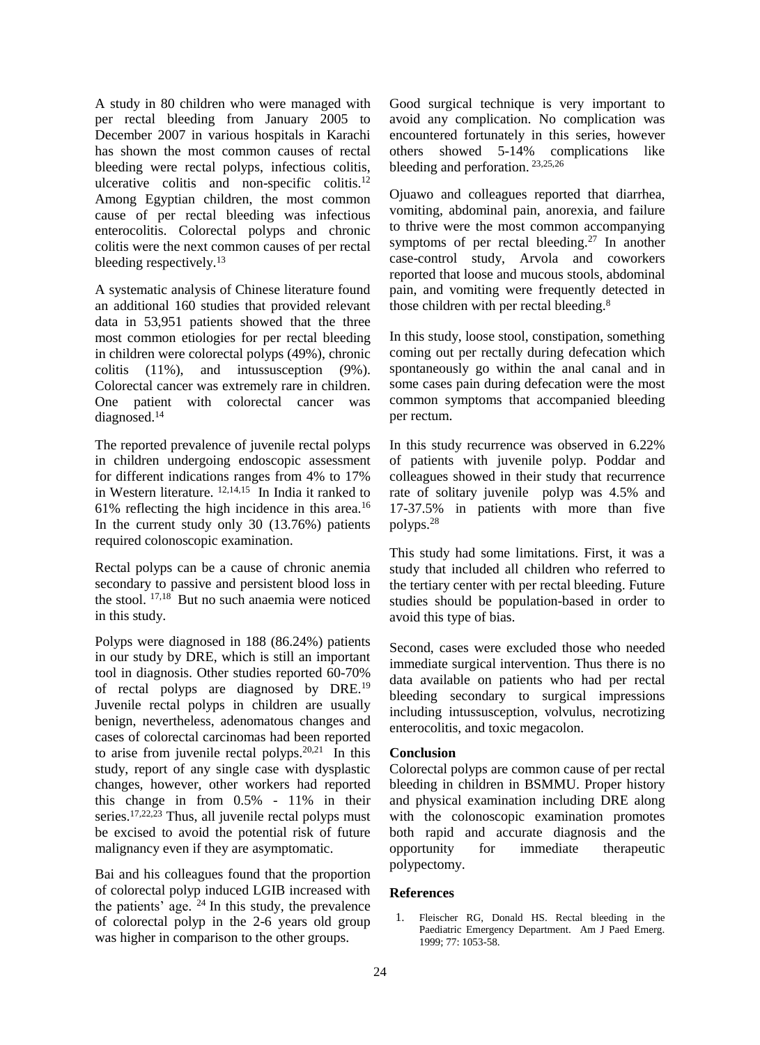A study in 80 children who were managed with per rectal bleeding from January 2005 to December 2007 in various hospitals in Karachi has shown the most common causes of rectal bleeding were rectal polyps, infectious colitis, ulcerative colitis and non-specific colitis.[12] Among Egyptian children, the most common cause of per rectal bleeding was infectious enterocolitis. Colorectal polyps and chronic colitis were the next common causes of per rectal bleeding respectively.[13]

A systematic analysis of Chinese literature found an additional 160 studies that provided relevant data in 53,951 patients showed that the three most common etiologies for per rectal bleeding in children were colorectal polyps (49%), chronic colitis (11%), and intussusception (9%). Colorectal cancer was extremely rare in children. One patient with colorectal cancer was diagnosed.[14]

The reported prevalence of juvenile rectal polyps in children undergoing endoscopic assessment for different indications ranges from 4% to 17% in Western literature. [12,14,15] In India it ranked to 61% reflecting the high incidence in this area.[16] In the current study only 30 (13.76%) patients required colonoscopic examination.

Rectal polyps can be a cause of chronic anemia secondary to passive and persistent blood loss in the stool. [17,18] But no such anaemia were noticed in this study.

Polyps were diagnosed in 188 (86.24%) patients in our study by DRE, which is still an important tool in diagnosis. Other studies reported 60-70% of rectal polyps are diagnosed by DRE.[19] Juvenile rectal polyps in children are usually benign, nevertheless, adenomatous changes and cases of colorectal carcinomas had been reported to arise from juvenile rectal polyps.[20,21] In this study, report of any single case with dysplastic changes, however, other workers had reported this change in from 0.5% - 11% in their series.[17,22,23] Thus, all juvenile rectal polyps must be excised to avoid the potential risk of future malignancy even if they are asymptomatic.

Bai and his colleagues found that the proportion of colorectal polyp induced LGIB increased with the patients' age. [24] In this study, the prevalence of colorectal polyp in the 2-6 years old group was higher in comparison to the other groups.

Good surgical technique is very important to avoid any complication. No complication was encountered fortunately in this series, however others showed 5-14% complications like bleeding and perforation. [23,25,26]

Ojuawo and colleagues reported that diarrhea, vomiting, abdominal pain, anorexia, and failure to thrive were the most common accompanying symptoms of per rectal bleeding.[27] In another case-control study, Arvola and coworkers reported that loose and mucous stools, abdominal pain, and vomiting were frequently detected in those children with per rectal bleeding.[8]

In this study, loose stool, constipation, something coming out per rectally during defecation which spontaneously go within the anal canal and in some cases pain during defecation were the most common symptoms that accompanied bleeding per rectum.

In this study recurrence was observed in 6.22% of patients with juvenile polyp. Poddar and colleagues showed in their study that recurrence rate of solitary juvenile polyp was 4.5% and 17-37.5% in patients with more than five polyps.[28]

This study had some limitations. First, it was a study that included all children who referred to the tertiary center with per rectal bleeding. Future studies should be population-based in order to avoid this type of bias.

Second, cases were excluded those who needed immediate surgical intervention. Thus there is no data available on patients who had per rectal bleeding secondary to surgical impressions including intussusception, volvulus, necrotizing enterocolitis, and toxic megacolon.

## Conclusion

Colorectal polyps are common cause of per rectal bleeding in children in BSMMU. Proper history and physical examination including DRE along with the colonoscopic examination promotes both rapid and accurate diagnosis and the opportunity for immediate therapeutic polypectomy.

## References

1. Fleischer RG, Donald HS. Rectal bleeding in the Paediatric Emergency Department. Am J Paed Emerg. 1999; 77: 1053-58.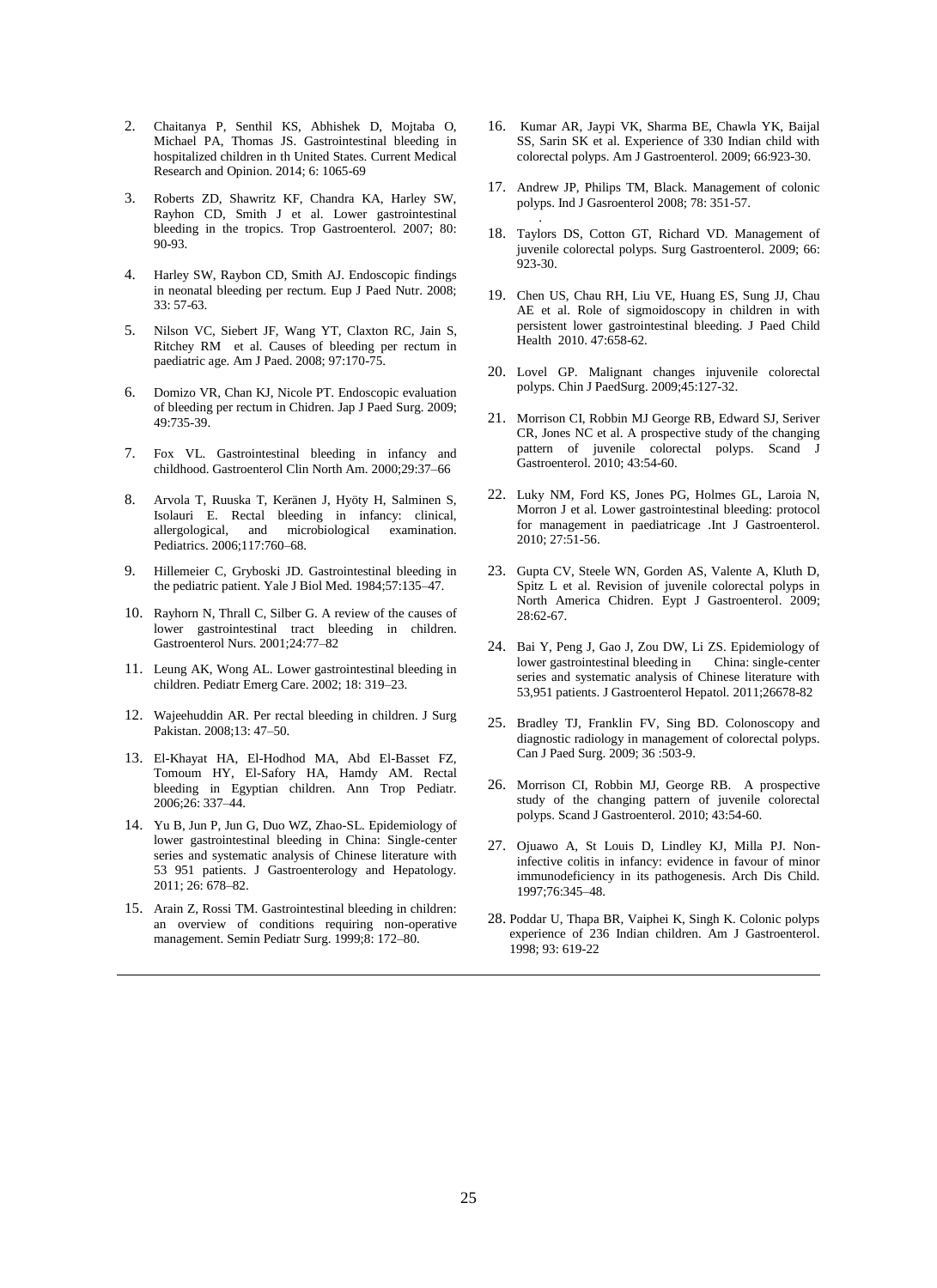2. Chaitanya P, Senthil KS, Abhishek D, Mojtaba O, Michael PA, Thomas JS. Gastrointestinal bleeding in hospitalized children in th United States. Current Medical Research and Opinion. 2014; 6: 1065-69

3. Roberts ZD, Shawritz KF, Chandra KA, Harley SW, Rayhon CD, Smith J et al. Lower gastrointestinal bleeding in the tropics. Trop Gastroenterol. 2007; 80: 90-93.

4. Harley SW, Raybon CD, Smith AJ. Endoscopic findings in neonatal bleeding per rectum. Eup J Paed Nutr. 2008; 33: 57-63.

5. Nilson VC, Siebert JF, Wang YT, Claxton RC, Jain S, Ritchey RM et al. Causes of bleeding per rectum in paediatric age. Am J Paed. 2008; 97:170-75.

6. Domizo VR, Chan KJ, Nicole PT. Endoscopic evaluation of bleeding per rectum in Chidren. Jap J Paed Surg. 2009; 49:735-39.

7. Fox VL. Gastrointestinal bleeding in infancy and childhood. Gastroenterol Clin North Am. 2000;29:37–66

8. Arvola T, Ruuska T, Keränen J, Hyöty H, Salminen S, Isolauri E. Rectal bleeding in infancy: clinical, allergological, and microbiological examination. Pediatrics. 2006;117:760–68.

9. Hillemeier C, Gryboski JD. Gastrointestinal bleeding in the pediatric patient. Yale J Biol Med. 1984;57:135–47.

10. Rayhorn N, Thrall C, Silber G. A review of the causes of lower gastrointestinal tract bleeding in children. Gastroenterol Nurs. 2001;24:77–82

11. Leung AK, Wong AL. Lower gastrointestinal bleeding in children. Pediatr Emerg Care. 2002; 18: 319–23.

12. Wajeehuddin AR. Per rectal bleeding in children. J Surg Pakistan. 2008;13: 47–50.

13. El-Khayat HA, El-Hodhod MA, Abd El-Basset FZ, Tomoum HY, El-Safory HA, Hamdy AM. Rectal bleeding in Egyptian children. Ann Trop Pediatr. 2006;26: 337–44.

14. Yu B, Jun P, Jun G, Duo WZ, Zhao-SL. Epidemiology of lower gastrointestinal bleeding in China: Single-center series and systematic analysis of Chinese literature with 53 951 patients. J Gastroenterology and Hepatology. 2011; 26: 678–82.

15. Arain Z, Rossi TM. Gastrointestinal bleeding in children: an overview of conditions requiring non-operative management. Semin Pediatr Surg. 1999;8: 172–80.

16. Kumar AR, Jaypi VK, Sharma BE, Chawla YK, Baijal SS, Sarin SK et al. Experience of 330 Indian child with colorectal polyps. Am J Gastroenterol. 2009; 66:923-30.

17. Andrew JP, Philips TM, Black. Management of colonic polyps. Ind J Gasroenterol 2008; 78: 351-57.

18. Taylors DS, Cotton GT, Richard VD. Management of juvenile colorectal polyps. Surg Gastroenterol. 2009; 66: 923-30.

19. Chen US, Chau RH, Liu VE, Huang ES, Sung JJ, Chau AE et al. Role of sigmoidoscopy in children in with persistent lower gastrointestinal bleeding. J Paed Child Health 2010. 47:658-62.

20. Lovel GP. Malignant changes injuvenile colorectal polyps. Chin J PaedSurg. 2009;45:127-32.

21. Morrison CI, Robbin MJ George RB, Edward SJ, Seriver CR, Jones NC et al. A prospective study of the changing pattern of juvenile colorectal polyps. Scand J Gastroenterol. 2010; 43:54-60.

22. Luky NM, Ford KS, Jones PG, Holmes GL, Laroia N, Morron J et al. Lower gastrointestinal bleeding: protocol for management in paediatricage .Int J Gastroenterol. 2010; 27:51-56.

23. Gupta CV, Steele WN, Gorden AS, Valente A, Kluth D, Spitz L et al. Revision of juvenile colorectal polyps in North America Chidren. Eypt J Gastroenterol. 2009; 28:62-67.

24. Bai Y, Peng J, Gao J, Zou DW, Li ZS. Epidemiology of lower gastrointestinal bleeding in China: single-center series and systematic analysis of Chinese literature with 53,951 patients. J Gastroenterol Hepatol. 2011;26678-82

25. Bradley TJ, Franklin FV, Sing BD. Colonoscopy and diagnostic radiology in management of colorectal polyps. Can J Paed Surg. 2009; 36 :503-9.

26. Morrison CI, Robbin MJ, George RB. A prospective study of the changing pattern of juvenile colorectal polyps. Scand J Gastroenterol. 2010; 43:54-60.

27. Ojuawo A, St Louis D, Lindley KJ, Milla PJ. Non-infective colitis in infancy: evidence in favour of minor immunodeficiency in its pathogenesis. Arch Dis Child. 1997;76:345–48.

28. Poddar U, Thapa BR, Vaiphei K, Singh K. Colonic polyps experience of 236 Indian children. Am J Gastroenterol. 1998; 93: 619-22